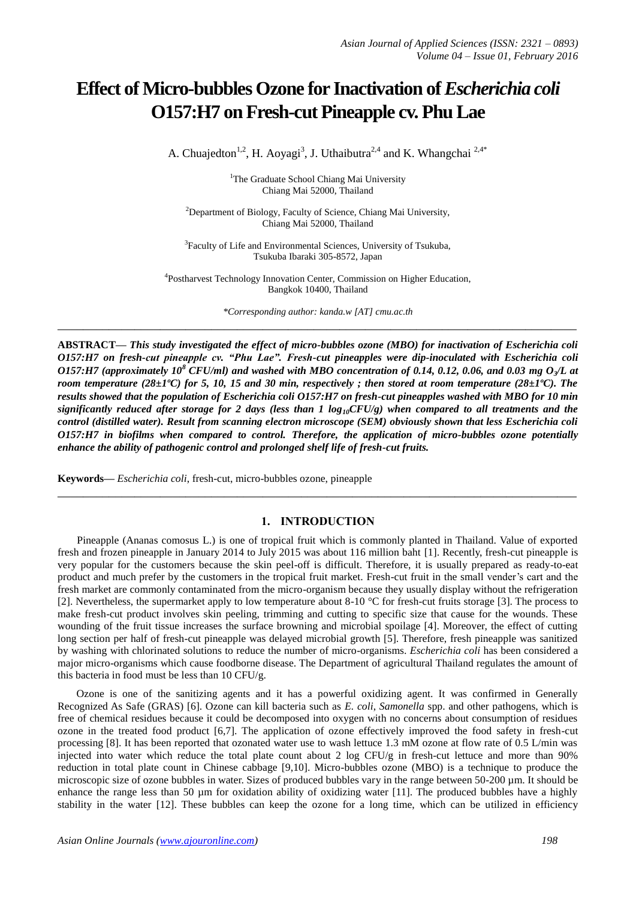# Effect of Micro-bubbles Ozone for Inactivation of *Escherichia coli* O157:H7 on Fresh-cut Pineapple cv. Phu Lae

A. Chuajedton[1,2], H. Aoyagi[3], J. Uthaibutra[2,4] and K. Whangchai [2,4*]

[1]The Graduate School Chiang Mai University
Chiang Mai 52000, Thailand

[2]Department of Biology, Faculty of Science, Chiang Mai University,
Chiang Mai 52000, Thailand

[3]Faculty of Life and Environmental Sciences, University of Tsukuba,
Tsukuba Ibaraki 305-8572, Japan

[4]Postharvest Technology Innovation Center, Commission on Higher Education,
Bangkok 10400, Thailand

*Corresponding author: kanda.w [AT] cmu.ac.th

---

**ABSTRACT—** ***This study investigated the effect of micro-bubbles ozone (MBO) for inactivation of Escherichia coli O157:H7 on fresh-cut pineapple cv. "Phu Lae". Fresh-cut pineapples were dip-inoculated with Escherichia coli O157:H7 (approximately $10^8$ CFU/ml) and washed with MBO concentration of 0.14, 0.12, 0.06, and 0.03 mg $O_3$/L at room temperature (28±1ºC) for 5, 10, 15 and 30 min, respectively ; then stored at room temperature (28±1ºC). The results showed that the population of Escherichia coli O157:H7 on fresh-cut pineapples washed with MBO for 10 min significantly reduced after storage for 2 days (less than 1 $log_{10}$CFU/g) when compared to all treatments and the control (distilled water). Result from scanning electron microscope (SEM) obviously shown that less Escherichia coli O157:H7 in biofilms when compared to control. Therefore, the application of micro-bubbles ozone potentially enhance the ability of pathogenic control and prolonged shelf life of fresh-cut fruits.***

**Keywords—** *Escherichia coli*, fresh-cut, micro-bubbles ozone, pineapple

---

## 1. INTRODUCTION

Pineapple (Ananas comosus L.) is one of tropical fruit which is commonly planted in Thailand. Value of exported fresh and frozen pineapple in January 2014 to July 2015 was about 116 million baht [1]. Recently, fresh-cut pineapple is very popular for the customers because the skin peel-off is difficult. Therefore, it is usually prepared as ready-to-eat product and much prefer by the customers in the tropical fruit market. Fresh-cut fruit in the small vender's cart and the fresh market are commonly contaminated from the micro-organism because they usually display without the refrigeration [2]. Nevertheless, the supermarket apply to low temperature about 8-10 °C for fresh-cut fruits storage [3]. The process to make fresh-cut product involves skin peeling, trimming and cutting to specific size that cause for the wounds. These wounding of the fruit tissue increases the surface browning and microbial spoilage [4]. Moreover, the effect of cutting long section per half of fresh-cut pineapple was delayed microbial growth [5]. Therefore, fresh pineapple was sanitized by washing with chlorinated solutions to reduce the number of micro-organisms. *Escherichia coli* has been considered a major micro-organisms which cause foodborne disease. The Department of agricultural Thailand regulates the amount of this bacteria in food must be less than 10 CFU/g.

Ozone is one of the sanitizing agents and it has a powerful oxidizing agent. It was confirmed in Generally Recognized As Safe (GRAS) [6]. Ozone can kill bacteria such as *E. coli*, *Samonella* spp. and other pathogens, which is free of chemical residues because it could be decomposed into oxygen with no concerns about consumption of residues ozone in the treated food product [6,7]. The application of ozone effectively improved the food safety in fresh-cut processing [8]. It has been reported that ozonated water use to wash lettuce 1.3 mM ozone at flow rate of 0.5 L/min was injected into water which reduce the total plate count about 2 log CFU/g in fresh-cut lettuce and more than 90% reduction in total plate count in Chinese cabbage [9,10]. Micro-bubbles ozone (MBO) is a technique to produce the microscopic size of ozone bubbles in water. Sizes of produced bubbles vary in the range between 50-200 µm. It should be enhance the range less than 50 µm for oxidation ability of oxidizing water [11]. The produced bubbles have a highly stability in the water [12]. These bubbles can keep the ozone for a long time, which can be utilized in efficiency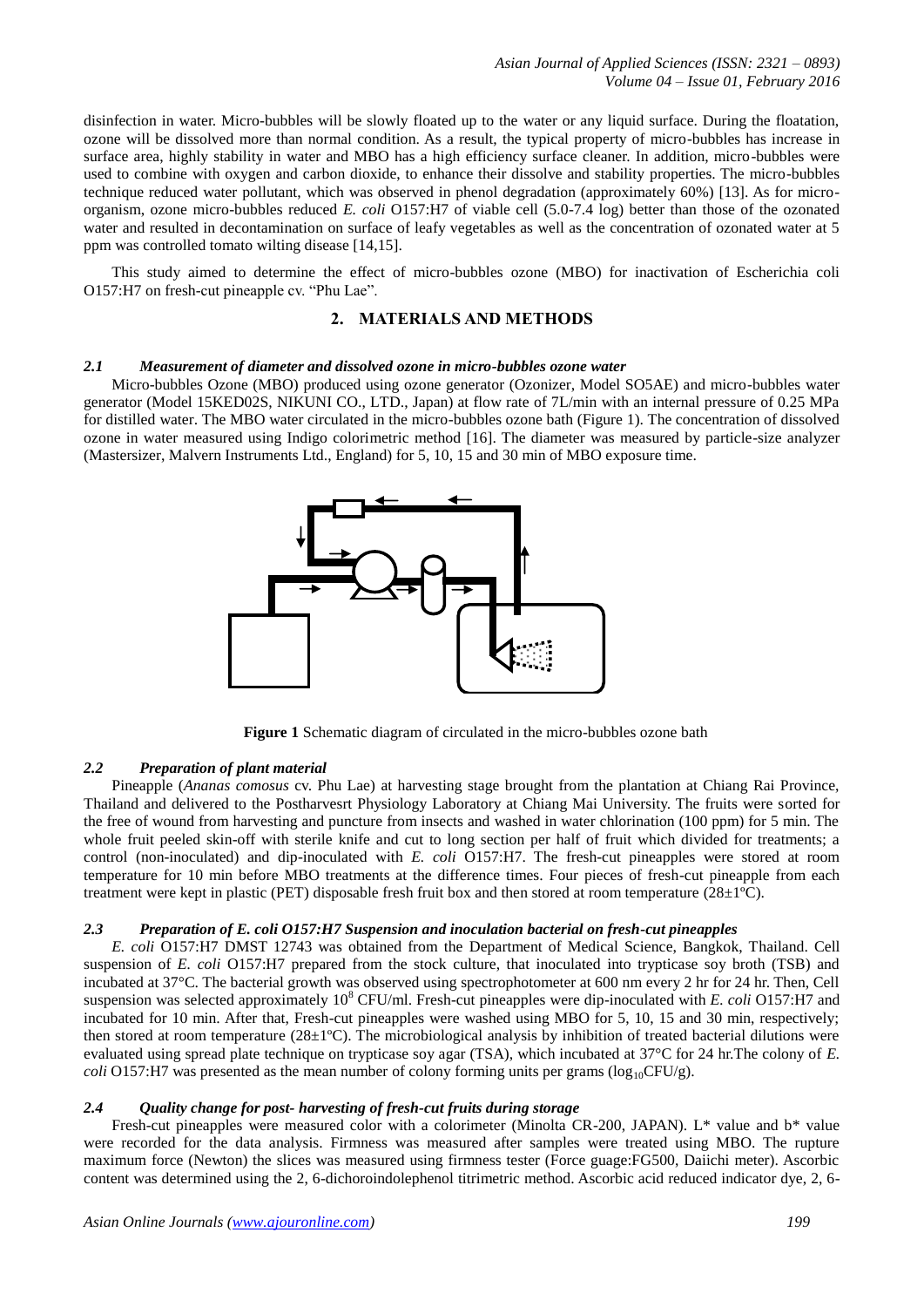disinfection in water. Micro-bubbles will be slowly floated up to the water or any liquid surface. During the floatation, ozone will be dissolved more than normal condition. As a result, the typical property of micro-bubbles has increase in surface area, highly stability in water and MBO has a high efficiency surface cleaner. In addition, micro-bubbles were used to combine with oxygen and carbon dioxide, to enhance their dissolve and stability properties. The micro-bubbles technique reduced water pollutant, which was observed in phenol degradation (approximately 60%) [13]. As for micro-organism, ozone micro-bubbles reduced *E. coli* O157:H7 of viable cell (5.0-7.4 log) better than those of the ozonated water and resulted in decontamination on surface of leafy vegetables as well as the concentration of ozonated water at 5 ppm was controlled tomato wilting disease [14,15].

This study aimed to determine the effect of micro-bubbles ozone (MBO) for inactivation of Escherichia coli O157:H7 on fresh-cut pineapple cv. "Phu Lae".

## 2. MATERIALS AND METHODS

### *2.1 Measurement of diameter and dissolved ozone in micro-bubbles ozone water*

Micro-bubbles Ozone (MBO) produced using ozone generator (Ozonizer, Model SO5AE) and micro-bubbles water generator (Model 15KED02S, NIKUNI CO., LTD., Japan) at flow rate of 7L/min with an internal pressure of 0.25 MPa for distilled water. The MBO water circulated in the micro-bubbles ozone bath (Figure 1). The concentration of dissolved ozone in water measured using Indigo colorimetric method [16]. The diameter was measured by particle-size analyzer (Mastersizer, Malvern Instruments Ltd., England) for 5, 10, 15 and 30 min of MBO exposure time.

**Figure 1** Schematic diagram of circulated in the micro-bubbles ozone bath

### *2.2 Preparation of plant material*

Pineapple (*Ananas comosus* cv. Phu Lae) at harvesting stage brought from the plantation at Chiang Rai Province, Thailand and delivered to the Postharvesrt Physiology Laboratory at Chiang Mai University. The fruits were sorted for the free of wound from harvesting and puncture from insects and washed in water chlorination (100 ppm) for 5 min. The whole fruit peeled skin-off with sterile knife and cut to long section per half of fruit which divided for treatments; a control (non-inoculated) and dip-inoculated with *E. coli* O157:H7. The fresh-cut pineapples were stored at room temperature for 10 min before MBO treatments at the difference times. Four pieces of fresh-cut pineapple from each treatment were kept in plastic (PET) disposable fresh fruit box and then stored at room temperature (28±1ºC).

### *2.3 Preparation of E. coli O157:H7 Suspension and inoculation bacterial on fresh-cut pineapples*

*E. coli* O157:H7 DMST 12743 was obtained from the Department of Medical Science, Bangkok, Thailand. Cell suspension of *E. coli* O157:H7 prepared from the stock culture, that inoculated into trypticase soy broth (TSB) and incubated at 37°C. The bacterial growth was observed using spectrophotometer at 600 nm every 2 hr for 24 hr. Then, Cell suspension was selected approximately $10^8$ CFU/ml. Fresh-cut pineapples were dip-inoculated with *E. coli* O157:H7 and incubated for 10 min. After that, Fresh-cut pineapples were washed using MBO for 5, 10, 15 and 30 min, respectively; then stored at room temperature (28±1ºC). The microbiological analysis by inhibition of treated bacterial dilutions were evaluated using spread plate technique on trypticase soy agar (TSA), which incubated at 37°C for 24 hr.The colony of *E. coli* O157:H7 was presented as the mean number of colony forming units per grams ($\log_{10}$CFU/g).

### *2.4 Quality change for post- harvesting of fresh-cut fruits during storage*

Fresh-cut pineapples were measured color with a colorimeter (Minolta CR-200, JAPAN). L* value and b* value were recorded for the data analysis. Firmness was measured after samples were treated using MBO. The rupture maximum force (Newton) the slices was measured using firmness tester (Force guage:FG500, Daiichi meter). Ascorbic content was determined using the 2, 6-dichoroindolephenol titrimetric method. Ascorbic acid reduced indicator dye, 2, 6-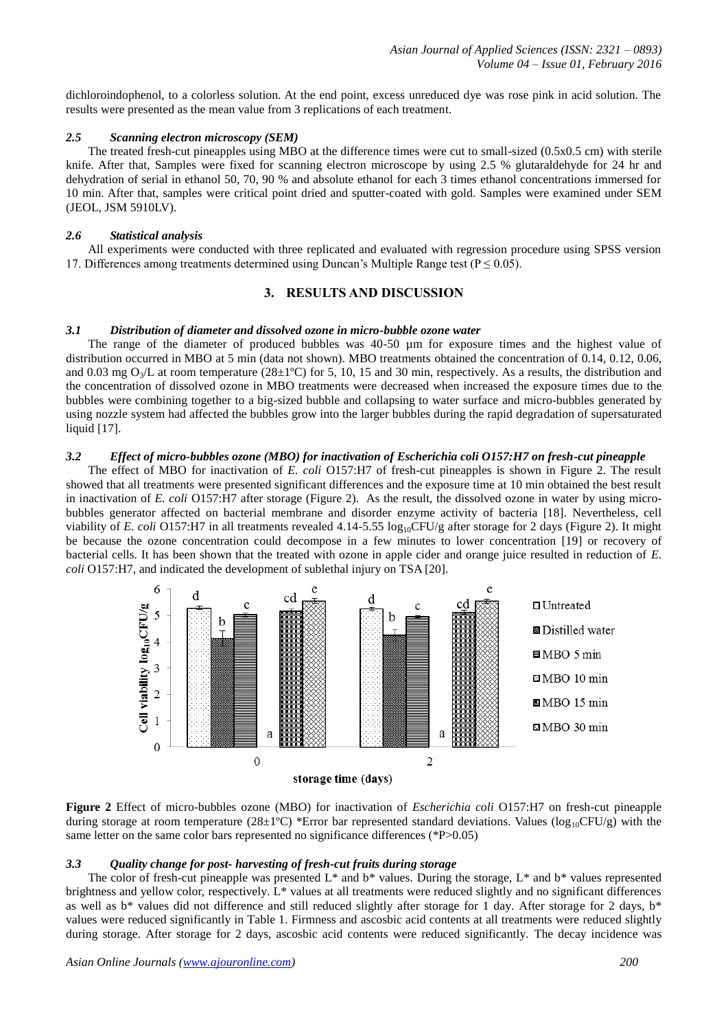dichloroindophenol, to a colorless solution. At the end point, excess unreduced dye was rose pink in acid solution. The results were presented as the mean value from 3 replications of each treatment.

### *2.5 Scanning electron microscopy (SEM)*

The treated fresh-cut pineapples using MBO at the difference times were cut to small-sized (0.5x0.5 cm) with sterile knife. After that, Samples were fixed for scanning electron microscope by using 2.5 % glutaraldehyde for 24 hr and dehydration of serial in ethanol 50, 70, 90 % and absolute ethanol for each 3 times ethanol concentrations immersed for 10 min. After that, samples were critical point dried and sputter-coated with gold. Samples were examined under SEM (JEOL, JSM 5910LV).

### *2.6 Statistical analysis*

All experiments were conducted with three replicated and evaluated with regression procedure using SPSS version 17. Differences among treatments determined using Duncan's Multiple Range test ($P \leq 0.05$).

## 3. RESULTS AND DISCUSSION

### *3.1 Distribution of diameter and dissolved ozone in micro-bubble ozone water*

The range of the diameter of produced bubbles was 40-50 µm for exposure times and the highest value of distribution occurred in MBO at 5 min (data not shown). MBO treatments obtained the concentration of 0.14, 0.12, 0.06, and 0.03 mg $O_3$/L at room temperature (28±1ºC) for 5, 10, 15 and 30 min, respectively. As a results, the distribution and the concentration of dissolved ozone in MBO treatments were decreased when increased the exposure times due to the bubbles were combining together to a big-sized bubble and collapsing to water surface and micro-bubbles generated by using nozzle system had affected the bubbles grow into the larger bubbles during the rapid degradation of supersaturated liquid [17].

### *3.2 Effect of micro-bubbles ozone (MBO) for inactivation of Escherichia coli O157:H7 on fresh-cut pineapple*

The effect of MBO for inactivation of *E. coli* O157:H7 of fresh-cut pineapples is shown in Figure 2. The result showed that all treatments were presented significant differences and the exposure time at 10 min obtained the best result in inactivation of *E. coli* O157:H7 after storage (Figure 2). As the result, the dissolved ozone in water by using micro-bubbles generator affected on bacterial membrane and disorder enzyme activity of bacteria [18]. Nevertheless, cell viability of *E. coli* O157:H7 in all treatments revealed 4.14-5.55 $\log_{10}$CFU/g after storage for 2 days (Figure 2). It might be because the ozone concentration could decompose in a few minutes to lower concentration [19] or recovery of bacterial cells. It has been shown that the treated with ozone in apple cider and orange juice resulted in reduction of *E. coli* O157:H7, and indicated the development of sublethal injury on TSA [20].

**Figure 2** Effect of micro-bubbles ozone (MBO) for inactivation of *Escherichia coli* O157:H7 on fresh-cut pineapple during storage at room temperature (28±1ºC) *Error bar represented standard deviations. Values ($\log_{10}$CFU/g) with the same letter on the same color bars represented no significance differences (*P>0.05)

### *3.3 Quality change for post- harvesting of fresh-cut fruits during storage*

The color of fresh-cut pineapple was presented L* and b* values. During the storage, L* and b* values represented brightness and yellow color, respectively. L* values at all treatments were reduced slightly and no significant differences as well as b* values did not difference and still reduced slightly after storage for 1 day. After storage for 2 days, b* values were reduced significantly in Table 1. Firmness and ascosbic acid contents at all treatments were reduced slightly during storage. After storage for 2 days, ascosbic acid contents were reduced significantly. The decay incidence was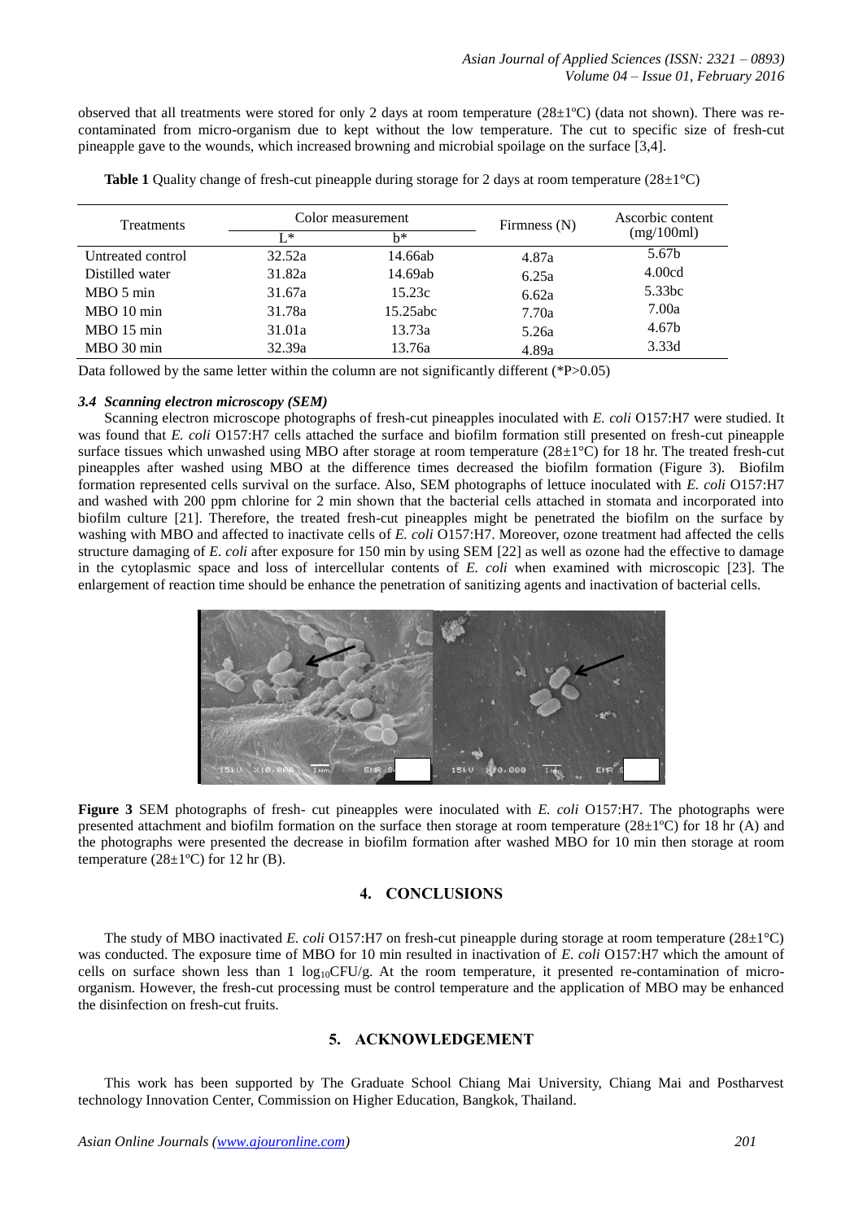observed that all treatments were stored for only 2 days at room temperature (28±1ºC) (data not shown). There was re-contaminated from micro-organism due to kept without the low temperature. The cut to specific size of fresh-cut pineapple gave to the wounds, which increased browning and microbial spoilage on the surface [3,4].

**Table 1** Quality change of fresh-cut pineapple during storage for 2 days at room temperature (28±1°C)

| Treatments | Color measurement | | Firmness (N) | Ascorbic content (mg/100ml) |
|---|---|---|---|---|
| | L* | b* | | |
| Untreated control | 32.52a | 14.66ab | 4.87a | 5.67b |
| Distilled water | 31.82a | 14.69ab | 6.25a | 4.00cd |
| MBO 5 min | 31.67a | 15.23c | 6.62a | 5.33bc |
| MBO 10 min | 31.78a | 15.25abc | 7.70a | 7.00a |
| MBO 15 min | 31.01a | 13.73a | 5.26a | 4.67b |
| MBO 30 min | 32.39a | 13.76a | 4.89a | 3.33d |

Data followed by the same letter within the column are not significantly different (*P>0.05)

### *3.4 Scanning electron microscopy (SEM)*

Scanning electron microscope photographs of fresh-cut pineapples inoculated with *E. coli* O157:H7 were studied. It was found that *E. coli* O157:H7 cells attached the surface and biofilm formation still presented on fresh-cut pineapple surface tissues which unwashed using MBO after storage at room temperature (28±1ºC) for 18 hr. The treated fresh-cut pineapples after washed using MBO at the difference times decreased the biofilm formation (Figure 3). Biofilm formation represented cells survival on the surface. Also, SEM photographs of lettuce inoculated with *E. coli* O157:H7 and washed with 200 ppm chlorine for 2 min shown that the bacterial cells attached in stomata and incorporated into biofilm culture [21]. Therefore, the treated fresh-cut pineapples might be penetrated the biofilm on the surface by washing with MBO and affected to inactivate cells of *E. coli* O157:H7. Moreover, ozone treatment had affected the cells structure damaging of *E. coli* after exposure for 150 min by using SEM [22] as well as ozone had the effective to damage in the cytoplasmic space and loss of intercellular contents of *E. coli* when examined with microscopic [23]. The enlargement of reaction time should be enhance the penetration of sanitizing agents and inactivation of bacterial cells.

**Figure 3** SEM photographs of fresh- cut pineapples were inoculated with *E. coli* O157:H7. The photographs were presented attachment and biofilm formation on the surface then storage at room temperature (28±1ºC) for 18 hr (A) and the photographs were presented the decrease in biofilm formation after washed MBO for 10 min then storage at room temperature (28±1ºC) for 12 hr (B).

## 4. CONCLUSIONS

The study of MBO inactivated *E. coli* O157:H7 on fresh-cut pineapple during storage at room temperature (28±1°C) was conducted. The exposure time of MBO for 10 min resulted in inactivation of *E. coli* O157:H7 which the amount of cells on surface shown less than 1 $log_{10}$CFU/g. At the room temperature, it presented re-contamination of micro-organism. However, the fresh-cut processing must be control temperature and the application of MBO may be enhanced the disinfection on fresh-cut fruits.

## 5. ACKNOWLEDGEMENT

This work has been supported by The Graduate School Chiang Mai University, Chiang Mai and Postharvest technology Innovation Center, Commission on Higher Education, Bangkok, Thailand.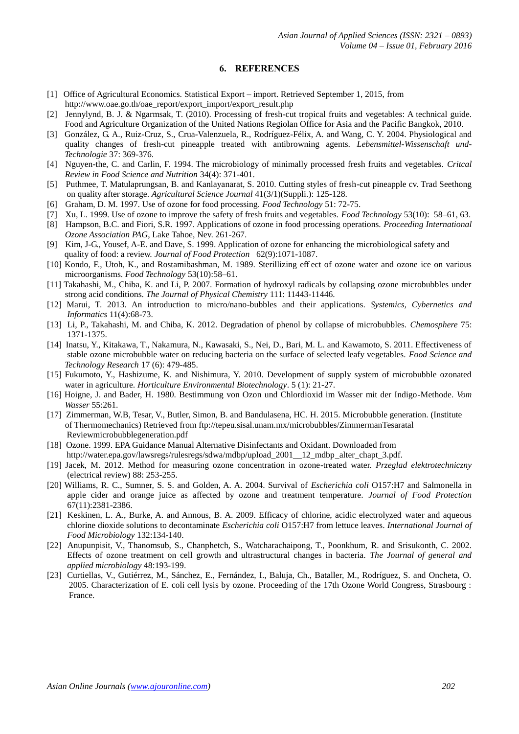## 6. REFERENCES

[1] Office of Agricultural Economics. Statistical Export – import. Retrieved September 1, 2015, from http://www.oae.go.th/oae_report/export_import/export_result.php

[2] Jennylynd, B. J. & Ngarmsak, T. (2010). Processing of fresh-cut tropical fruits and vegetables: A technical guide. Food and Agriculture Organization of the United Nations Regiolan Office for Asia and the Pacific Bangkok, 2010.

[3] González, G. A., Ruiz-Cruz, S., Crua-Valenzuela, R., Rodríguez-Félix, A. and Wang, C. Y. 2004. Physiological and quality changes of fresh-cut pineapple treated with antibrowning agents. *Lebensmittel-Wissenschaft und-Technologie* 37: 369-376.

[4] Nguyen-the, C. and Carlin, F. 1994. The microbiology of minimally processed fresh fruits and vegetables. *Critcal Review in Food Science and Nutrition* 34(4): 371-401.

[5] Puthmee, T. Matulaprungsan, B. and Kanlayanarat, S. 2010. Cutting styles of fresh-cut pineapple cv. Trad Seethong on quality after storage. *Agricultural Science Journal* 41(3/1)(Suppli.): 125-128.

[6] Graham, D. M. 1997. Use of ozone for food processing. *Food Technology* 51: 72-75.

[7] Xu, L. 1999. Use of ozone to improve the safety of fresh fruits and vegetables. *Food Technology* 53(10): 58–61, 63.

[8] Hampson, B.C. and Fiori, S.R. 1997. Applications of ozone in food processing operations. *Proceeding International Ozone Association PAG*, Lake Tahoe, Nev. 261-267.

[9] Kim, J-G., Yousef, A-E. and Dave, S. 1999. Application of ozone for enhancing the microbiological safety and quality of food: a review. *Journal of Food Protection* 62(9):1071-1087.

[10] Kondo, F., Utoh, K., and Rostamibashman, M. 1989. Sterillizing eff ect of ozone water and ozone ice on various microorganisms. *Food Technology* 53(10):58–61.

[11] Takahashi, M., Chiba, K. and Li, P. 2007. Formation of hydroxyl radicals by collapsing ozone microbubbles under strong acid conditions. *The Journal of Physical Chemistry* 111: 11443-11446.

[12] Marui, T. 2013. An introduction to micro/nano-bubbles and their applications. *Systemics, Cybernetics and Informatics* 11(4):68-73.

[13] Li, P., Takahashi, M. and Chiba, K. 2012. Degradation of phenol by collapse of microbubbles. *Chemosphere* 75: 1371-1375.

[14] Inatsu, Y., Kitakawa, T., Nakamura, N., Kawasaki, S., Nei, D., Bari, M. L. and Kawamoto, S. 2011. Effectiveness of stable ozone microbubble water on reducing bacteria on the surface of selected leafy vegetables. *Food Science and Technology Research* 17 (6): 479-485.

[15] Fukumoto, Y., Hashizume, K. and Nishimura, Y. 2010. Development of supply system of microbubble ozonated water in agriculture. *Horticulture Environmental Biotechnology*. 5 (1): 21-27.

[16] Hoigne, J. and Bader, H. 1980. Bestimmung von Ozon und Chlordioxid im Wasser mit der Indigo-Methode. *Vom Wasser* 55:261.

[17] Zimmerman, W.B, Tesar, V., Butler, Simon, B. and Bandulasena, HC. H. 2015. Microbubble generation. (Institute of Thermomechanics) Retrieved from ftp://tepeu.sisal.unam.mx/microbubbles/ZimmermanTesaratal Reviewmicrobubblegeneration.pdf

[18] Ozone. 1999. EPA Guidance Manual Alternative Disinfectants and Oxidant. Downloaded from http://water.epa.gov/lawsregs/rulesregs/sdwa/mdbp/upload_2001__12_mdbp_alter_chapt_3.pdf.

[19] Jacek, M. 2012. Method for measuring ozone concentration in ozone-treated water. *Przeglad elektrotechniczny* (electrical review) 88: 253-255.

[20] Williams, R. C., Sumner, S. S. and Golden, A. A. 2004. Survival of *Escherichia coli* O157:H7 and Salmonella in apple cider and orange juice as affected by ozone and treatment temperature. *Journal of Food Protection* 67(11):2381-2386.

[21] Keskinen, L. A., Burke, A. and Annous, B. A. 2009. Efficacy of chlorine, acidic electrolyzed water and aqueous chlorine dioxide solutions to decontaminate *Escherichia coli* O157:H7 from lettuce leaves. *International Journal of Food Microbiology* 132:134-140.

[22] Anupunpisit, V., Thanomsub, S., Chanphetch, S., Watcharachaipong, T., Poonkhum, R. and Srisukonth, C. 2002. Effects of ozone treatment on cell growth and ultrastructural changes in bacteria. *The Journal of general and applied microbiology* 48:193-199.

[23] Curtiellas, V., Gutiérrez, M., Sánchez, E., Fernández, I., Baluja, Ch., Bataller, M., Rodríguez, S. and Oncheta, O. 2005. Characterization of E. coli cell lysis by ozone. Proceeding of the 17th Ozone World Congress, Strasbourg : France.